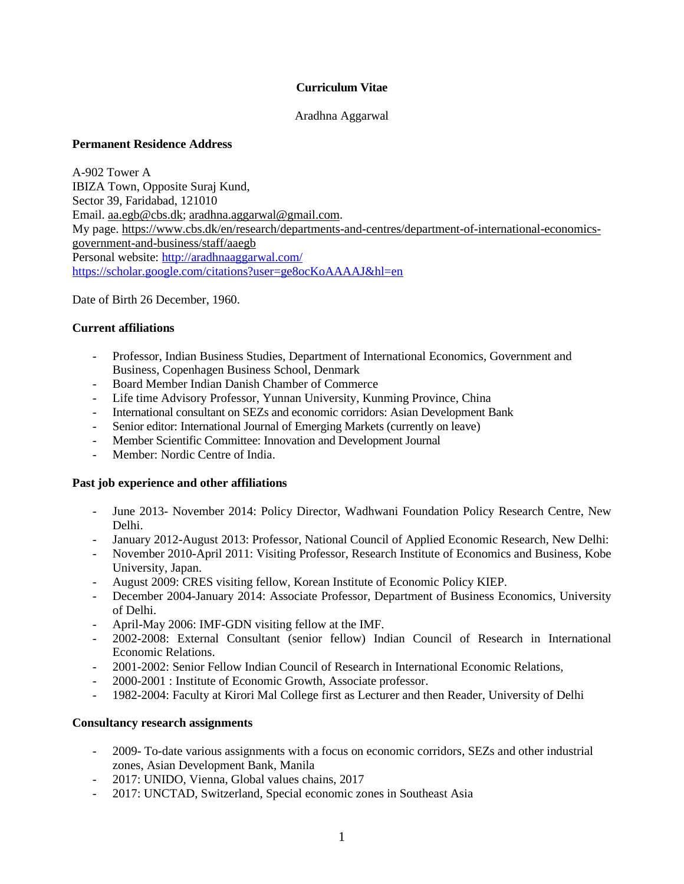**Curriculum Vitae**

Aradhna Aggarwal

### Permanent Residence Address

A-902 Tower A
IBIZA Town, Opposite Suraj Kund,
Sector 39, Faridabad, 121010
Email. aa.egb@cbs.dk; aradhna.aggarwal@gmail.com.
My page. https://www.cbs.dk/en/research/departments-and-centres/department-of-international-economics-government-and-business/staff/aaegb
Personal website: http://aradhnaaggarwal.com/
https://scholar.google.com/citations?user=ge8ocKoAAAAJ&hl=en

Date of Birth 26 December, 1960.

### Current affiliations

- Professor, Indian Business Studies, Department of International Economics, Government and Business, Copenhagen Business School, Denmark
- Board Member Indian Danish Chamber of Commerce
- Life time Advisory Professor, Yunnan University, Kunming Province, China
- International consultant on SEZs and economic corridors: Asian Development Bank
- Senior editor: International Journal of Emerging Markets (currently on leave)
- Member Scientific Committee: Innovation and Development Journal
- Member: Nordic Centre of India.

### Past job experience and other affiliations

- June 2013- November 2014: Policy Director, Wadhwani Foundation Policy Research Centre, New Delhi.
- January 2012-August 2013: Professor, National Council of Applied Economic Research, New Delhi:
- November 2010-April 2011: Visiting Professor, Research Institute of Economics and Business, Kobe University, Japan.
- August 2009: CRES visiting fellow, Korean Institute of Economic Policy KIEP.
- December 2004-January 2014: Associate Professor, Department of Business Economics, University of Delhi.
- April-May 2006: IMF-GDN visiting fellow at the IMF.
- 2002-2008: External Consultant (senior fellow) Indian Council of Research in International Economic Relations.
- 2001-2002: Senior Fellow Indian Council of Research in International Economic Relations,
- 2000-2001 : Institute of Economic Growth, Associate professor.
- 1982-2004: Faculty at Kirori Mal College first as Lecturer and then Reader, University of Delhi

### Consultancy research assignments

- 2009- To-date various assignments with a focus on economic corridors, SEZs and other industrial zones, Asian Development Bank, Manila
- 2017: UNIDO, Vienna, Global values chains, 2017
- 2017: UNCTAD, Switzerland, Special economic zones in Southeast Asia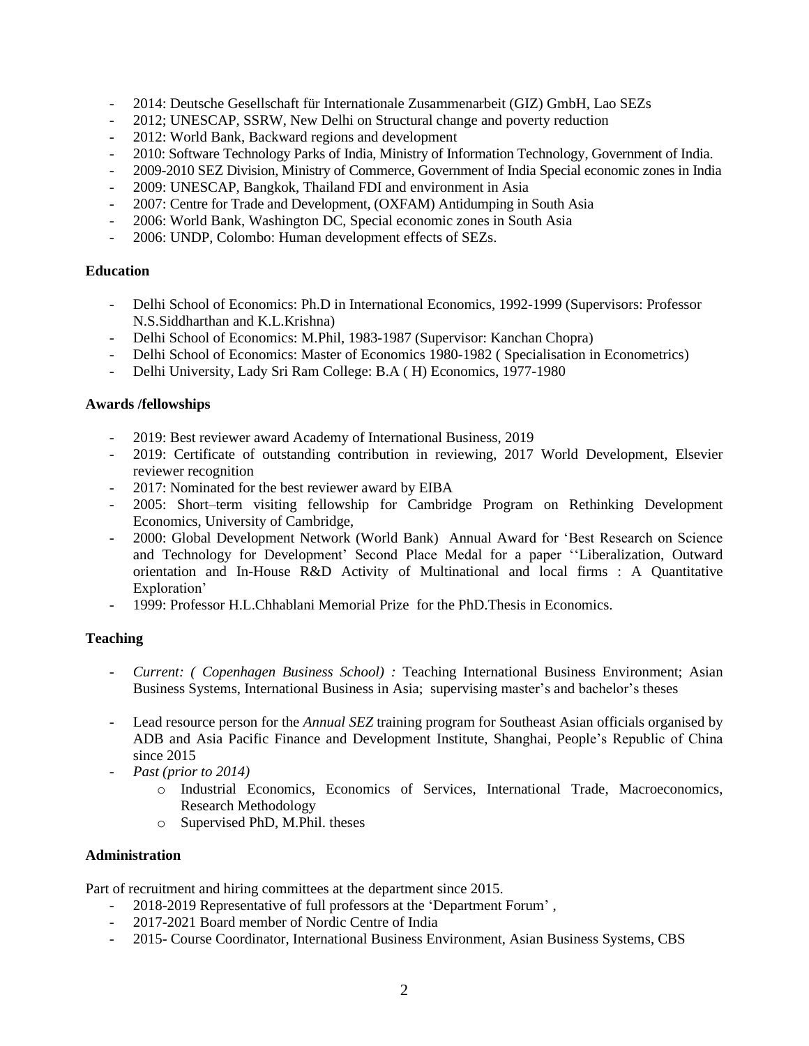- 2014: Deutsche Gesellschaft für Internationale Zusammenarbeit (GIZ) GmbH, Lao SEZs
- 2012; UNESCAP, SSRW, New Delhi on Structural change and poverty reduction
- 2012: World Bank, Backward regions and development
- 2010: Software Technology Parks of India, Ministry of Information Technology, Government of India.
- 2009-2010 SEZ Division, Ministry of Commerce, Government of India Special economic zones in India
- 2009: UNESCAP, Bangkok, Thailand FDI and environment in Asia
- 2007: Centre for Trade and Development, (OXFAM) Antidumping in South Asia
- 2006: World Bank, Washington DC, Special economic zones in South Asia
- 2006: UNDP, Colombo: Human development effects of SEZs.

**Education**

- Delhi School of Economics: Ph.D in International Economics, 1992-1999 (Supervisors: Professor N.S.Siddharthan and K.L.Krishna)
- Delhi School of Economics: M.Phil, 1983-1987 (Supervisor: Kanchan Chopra)
- Delhi School of Economics: Master of Economics 1980-1982 ( Specialisation in Econometrics)
- Delhi University, Lady Sri Ram College: B.A ( H) Economics, 1977-1980

**Awards /fellowships**

- 2019: Best reviewer award Academy of International Business, 2019
- 2019: Certificate of outstanding contribution in reviewing, 2017 World Development, Elsevier reviewer recognition
- 2017: Nominated for the best reviewer award by EIBA
- 2005: Short–term visiting fellowship for Cambridge Program on Rethinking Development Economics, University of Cambridge,
- 2000: Global Development Network (World Bank) Annual Award for 'Best Research on Science and Technology for Development' Second Place Medal for a paper ''Liberalization, Outward orientation and In-House R&D Activity of Multinational and local firms : A Quantitative Exploration'
- 1999: Professor H.L.Chhablani Memorial Prize for the PhD.Thesis in Economics.

**Teaching**

- *Current: ( Copenhagen Business School) :* Teaching International Business Environment; Asian Business Systems, International Business in Asia; supervising master's and bachelor's theses
- Lead resource person for the *Annual SEZ* training program for Southeast Asian officials organised by ADB and Asia Pacific Finance and Development Institute, Shanghai, People's Republic of China since 2015
- *Past (prior to 2014)*
    - Industrial Economics, Economics of Services, International Trade, Macroeconomics, Research Methodology
    - Supervised PhD, M.Phil. theses

**Administration**

Part of recruitment and hiring committees at the department since 2015.

- 2018-2019 Representative of full professors at the 'Department Forum' ,
- 2017-2021 Board member of Nordic Centre of India
- 2015- Course Coordinator, International Business Environment, Asian Business Systems, CBS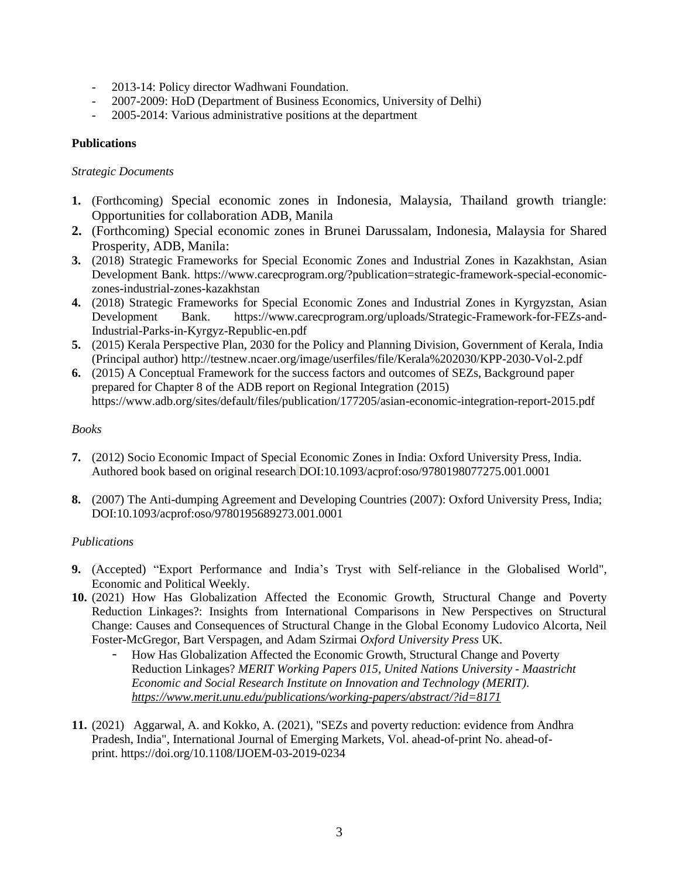- 2013-14: Policy director Wadhwani Foundation.
- 2007-2009: HoD (Department of Business Economics, University of Delhi)
- 2005-2014: Various administrative positions at the department

**Publications**

*Strategic Documents*

1. (Forthcoming) Special economic zones in Indonesia, Malaysia, Thailand growth triangle: Opportunities for collaboration ADB, Manila
2. (Forthcoming) Special economic zones in Brunei Darussalam, Indonesia, Malaysia for Shared Prosperity, ADB, Manila:
3. (2018) Strategic Frameworks for Special Economic Zones and Industrial Zones in Kazakhstan, Asian Development Bank. https://www.carecprogram.org/?publication=strategic-framework-special-economic-zones-industrial-zones-kazakhstan
4. (2018) Strategic Frameworks for Special Economic Zones and Industrial Zones in Kyrgyzstan, Asian Development Bank. https://www.carecprogram.org/uploads/Strategic-Framework-for-FEZs-and-Industrial-Parks-in-Kyrgyz-Republic-en.pdf
5. (2015) Kerala Perspective Plan, 2030 for the Policy and Planning Division, Government of Kerala, India (Principal author) http://testnew.ncaer.org/image/userfiles/file/Kerala%202030/KPP-2030-Vol-2.pdf
6. (2015) A Conceptual Framework for the success factors and outcomes of SEZs, Background paper prepared for Chapter 8 of the ADB report on Regional Integration (2015) https://www.adb.org/sites/default/files/publication/177205/asian-economic-integration-report-2015.pdf

*Books*

7. (2012) Socio Economic Impact of Special Economic Zones in India: Oxford University Press, India. Authored book based on original research DOI:10.1093/acprof:oso/9780198077275.001.0001

8. (2007) The Anti-dumping Agreement and Developing Countries (2007): Oxford University Press, India; DOI:10.1093/acprof:oso/9780195689273.001.0001

*Publications*

9. (Accepted) "Export Performance and India's Tryst with Self-reliance in the Globalised World", Economic and Political Weekly.
10. (2021) How Has Globalization Affected the Economic Growth, Structural Change and Poverty Reduction Linkages?: Insights from International Comparisons in New Perspectives on Structural Change: Causes and Consequences of Structural Change in the Global Economy Ludovico Alcorta, Neil Foster-McGregor, Bart Verspagen, and Adam Szirmai *Oxford University Press* UK.
    - How Has Globalization Affected the Economic Growth, Structural Change and Poverty Reduction Linkages? *MERIT Working Papers 015, United Nations University - Maastricht Economic and Social Research Institute on Innovation and Technology (MERIT). https://www.merit.unu.edu/publications/working-papers/abstract/?id=8171*

11. (2021) Aggarwal, A. and Kokko, A. (2021), "SEZs and poverty reduction: evidence from Andhra Pradesh, India", International Journal of Emerging Markets, Vol. ahead-of-print No. ahead-of-print. https://doi.org/10.1108/IJOEM-03-2019-0234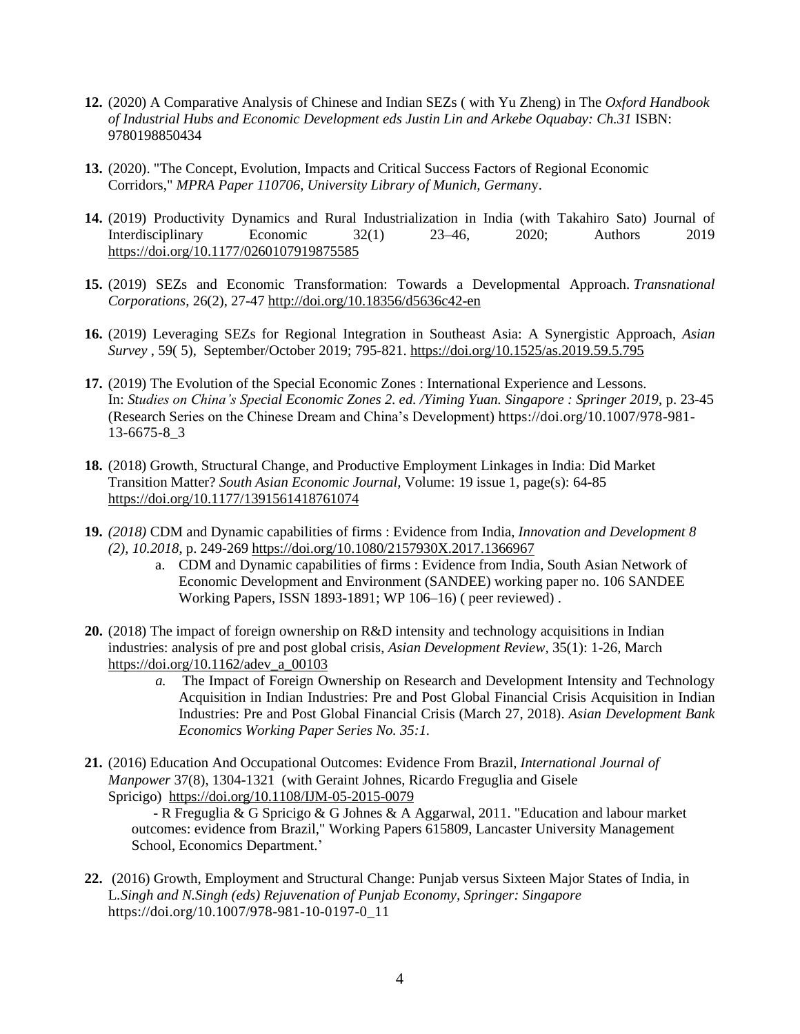12. (2020) A Comparative Analysis of Chinese and Indian SEZs ( with Yu Zheng) in The *Oxford Handbook of Industrial Hubs and Economic Development eds Justin Lin and Arkebe Oquabay: Ch.31* ISBN: 9780198850434

13. (2020). "The Concept, Evolution, Impacts and Critical Success Factors of Regional Economic Corridors," *MPRA Paper 110706, University Library of Munich, German*y.

14. (2019) Productivity Dynamics and Rural Industrialization in India (with Takahiro Sato) Journal of Interdisciplinary Economic 32(1) 23–46, 2020; Authors 2019 https://doi.org/10.1177/0260107919875585

15. (2019) SEZs and Economic Transformation: Towards a Developmental Approach. *Transnational Corporations*, 26(2), 27-47 http://doi.org/10.18356/d5636c42-en

16. (2019) Leveraging SEZs for Regional Integration in Southeast Asia: A Synergistic Approach, *Asian Survey* , 59( 5), September/October 2019; 795-821. https://doi.org/10.1525/as.2019.59.5.795

17. (2019) The Evolution of the Special Economic Zones : International Experience and Lessons. In: *Studies on China's Special Economic Zones 2. ed. /Yiming Yuan. Singapore : Springer 2019*, p. 23-45 (Research Series on the Chinese Dream and China's Development) https://doi.org/10.1007/978-981-13-6675-8_3

18. (2018) Growth, Structural Change, and Productive Employment Linkages in India: Did Market Transition Matter? *South Asian Economic Journal,* Volume: 19 issue 1, page(s): 64-85 https://doi.org/10.1177/1391561418761074

19. *(2018)* CDM and Dynamic capabilities of firms : Evidence from India, *Innovation and Development 8 (2), 10.2018*, p. 249-269 https://doi.org/10.1080/2157930X.2017.1366967
    a. CDM and Dynamic capabilities of firms : Evidence from India, South Asian Network of Economic Development and Environment (SANDEE) working paper no. 106 SANDEE Working Papers, ISSN 1893-1891; WP 106–16) ( peer reviewed) .

20. (2018) The impact of foreign ownership on R&D intensity and technology acquisitions in Indian industries: analysis of pre and post global crisis, *Asian Development Review*, 35(1): 1-26, March https://doi.org/10.1162/adev_a_00103
    *a.* The Impact of Foreign Ownership on Research and Development Intensity and Technology Acquisition in Indian Industries: Pre and Post Global Financial Crisis Acquisition in Indian Industries: Pre and Post Global Financial Crisis (March 27, 2018). *Asian Development Bank Economics Working Paper Series No. 35:1.*

21. (2016) Education And Occupational Outcomes: Evidence From Brazil, *International Journal of Manpower* 37(8), 1304-1321 (with Geraint Johnes, Ricardo Freguglia and Gisele Spricigo) https://doi.org/10.1108/IJM-05-2015-0079
    - R Freguglia & G Spricigo & G Johnes & A Aggarwal, 2011. "Education and labour market outcomes: evidence from Brazil," Working Papers 615809, Lancaster University Management School, Economics Department.'

22. (2016) Growth, Employment and Structural Change: Punjab versus Sixteen Major States of India, in L.*Singh and N.Singh (eds) Rejuvenation of Punjab Economy, Springer: Singapore* https://doi.org/10.1007/978-981-10-0197-0_11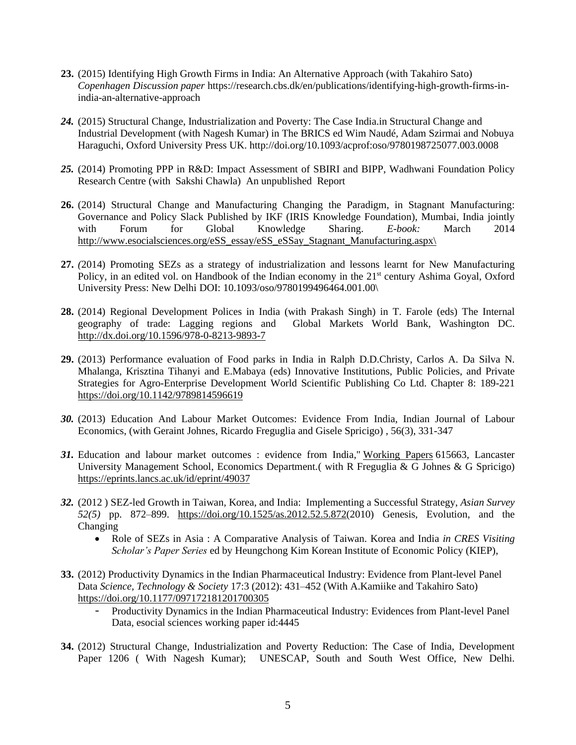**23.** (2015) Identifying High Growth Firms in India: An Alternative Approach (with Takahiro Sato) *Copenhagen Discussion paper* https://research.cbs.dk/en/publications/identifying-high-growth-firms-in-india-an-alternative-approach

***24.*** (2015) Structural Change, Industrialization and Poverty: The Case India.in Structural Change and Industrial Development (with Nagesh Kumar) in The BRICS ed Wim Naudé, Adam Szirmai and Nobuya Haraguchi, Oxford University Press UK. http://doi.org/10.1093/acprof:oso/9780198725077.003.0008

***25.*** (2014) Promoting PPP in R&D: Impact Assessment of SBIRI and BIPP, Wadhwani Foundation Policy Research Centre (with Sakshi Chawla) An unpublished Report

**26.** (2014) Structural Change and Manufacturing Changing the Paradigm, in Stagnant Manufacturing: Governance and Policy Slack Published by IKF (IRIS Knowledge Foundation), Mumbai, India jointly with Forum for Global Knowledge Sharing. *E-book:* March 2014 http://www.esocialsciences.org/eSS_essay/eSS_eSSay_Stagnant_Manufacturing.aspx\

**27.** *(*2014) Promoting SEZs as a strategy of industrialization and lessons learnt for New Manufacturing Policy, in an edited vol. on Handbook of the Indian economy in the 21st century Ashima Goyal, Oxford University Press: New Delhi DOI: 10.1093/oso/9780199496464.001.00\

**28.** (2014) Regional Development Polices in India (with Prakash Singh) in T. Farole (eds) The Internal geography of trade: Lagging regions and Global Markets World Bank, Washington DC. http://dx.doi.org/10.1596/978-0-8213-9893-7

**29.** (2013) Performance evaluation of Food parks in India in Ralph D.D.Christy, Carlos A. Da Silva N. Mhalanga, Krisztina Tihanyi and E.Mabaya (eds) Innovative Institutions, Public Policies, and Private Strategies for Agro-Enterprise Development World Scientific Publishing Co Ltd. Chapter 8: 189-221 https://doi.org/10.1142/9789814596619

***30.*** (2013) Education And Labour Market Outcomes: Evidence From India, Indian Journal of Labour Economics, (with Geraint Johnes, Ricardo Freguglia and Gisele Spricigo) , 56(3), 331-347

***31.*** Education and labour market outcomes : evidence from India," Working Papers 615663, Lancaster University Management School, Economics Department.( with R Freguglia & G Johnes & G Spricigo) https://eprints.lancs.ac.uk/id/eprint/49037

***32.*** (2012 ) SEZ-led Growth in Taiwan, Korea, and India: Implementing a Successful Strategy, *Asian Survey 52(5)* pp. 872–899. https://doi.org/10.1525/as.2012.52.5.872(2010) Genesis, Evolution, and the Changing

- Role of SEZs in Asia : A Comparative Analysis of Taiwan. Korea and India *in CRES Visiting Scholar's Paper Series* ed by Heungchong Kim Korean Institute of Economic Policy (KIEP),

**33.** (2012) Productivity Dynamics in the Indian Pharmaceutical Industry: Evidence from Plant-level Panel Data *Science, Technology & Society* 17:3 (2012): 431–452 (With A.Kamiike and Takahiro Sato) https://doi.org/10.1177/097172181201700305

- Productivity Dynamics in the Indian Pharmaceutical Industry: Evidences from Plant-level Panel Data, esocial sciences working paper id:4445

**34.** (2012) Structural Change, Industrialization and Poverty Reduction: The Case of India, Development Paper 1206 ( With Nagesh Kumar); UNESCAP, South and South West Office, New Delhi.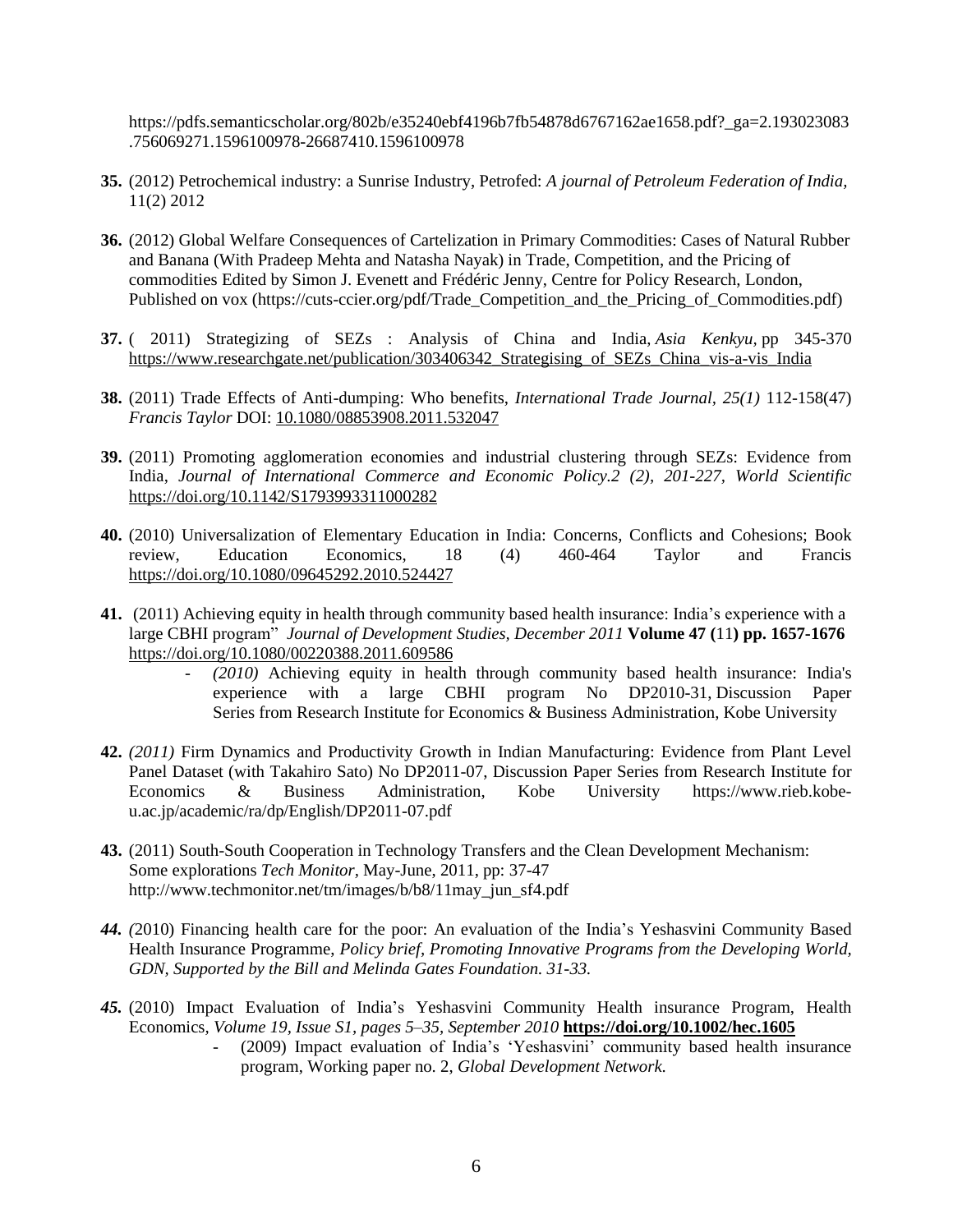https://pdfs.semanticscholar.org/802b/e35240ebf4196b7fb54878d6767162ae1658.pdf?_ga=2.193023083.756069271.1596100978-26687410.1596100978

**35.** (2012) Petrochemical industry: a Sunrise Industry, Petrofed: *A journal of Petroleum Federation of India,* 11(2) 2012

**36.** (2012) Global Welfare Consequences of Cartelization in Primary Commodities: Cases of Natural Rubber and Banana (With Pradeep Mehta and Natasha Nayak) in Trade, Competition, and the Pricing of commodities Edited by Simon J. Evenett and Frédéric Jenny, Centre for Policy Research, London, Published on vox (https://cuts-ccier.org/pdf/Trade_Competition_and_the_Pricing_of_Commodities.pdf)

**37.** ( 2011) Strategizing of SEZs : Analysis of China and India, *Asia Kenkyu,* pp 345-370 https://www.researchgate.net/publication/303406342_Strategising_of_SEZs_China_vis-a-vis_India

**38.** (2011) Trade Effects of Anti-dumping: Who benefits, *International Trade Journal, 25(1)* 112-158(47) *Francis Taylor* DOI: 10.1080/08853908.2011.532047

**39.** (2011) Promoting agglomeration economies and industrial clustering through SEZs: Evidence from India, *Journal of International Commerce and Economic Policy.2 (2), 201-227, World Scientific* https://doi.org/10.1142/S1793993311000282

**40.** (2010) Universalization of Elementary Education in India: Concerns, Conflicts and Cohesions; Book review, Education Economics, 18 (4) 460-464 Taylor and Francis https://doi.org/10.1080/09645292.2010.524427

**41.** (2011) Achieving equity in health through community based health insurance: India's experience with a large CBHI program" *Journal of Development Studies, December 2011* **Volume 47 (**11**) pp. 1657-1676** https://doi.org/10.1080/00220388.2011.609586
   - *(2010)* Achieving equity in health through community based health insurance: India's experience with a large CBHI program No DP2010-31, Discussion Paper Series from Research Institute for Economics & Business Administration, Kobe University

**42.** *(2011)* Firm Dynamics and Productivity Growth in Indian Manufacturing: Evidence from Plant Level Panel Dataset (with Takahiro Sato) No DP2011-07, Discussion Paper Series from Research Institute for Economics & Business Administration, Kobe University https://www.rieb.kobe-u.ac.jp/academic/ra/dp/English/DP2011-07.pdf

**43.** (2011) South-South Cooperation in Technology Transfers and the Clean Development Mechanism: Some explorations *Tech Monitor*, May-June, 2011, pp: 37-47 http://www.techmonitor.net/tm/images/b/b8/11may_jun_sf4.pdf

***44.*** *(*2010) Financing health care for the poor: An evaluation of the India's Yeshasvini Community Based Health Insurance Programme, *Policy brief, Promoting Innovative Programs from the Developing World, GDN, Supported by the Bill and Melinda Gates Foundation. 31-33.*

***45.*** (2010) Impact Evaluation of India's Yeshasvini Community Health insurance Program, Health Economics, *Volume 19, Issue S1, pages 5–35, September 2010* **https://doi.org/10.1002/hec.1605**
   - (2009) Impact evaluation of India's 'Yeshasvini' community based health insurance program, Working paper no. 2, *Global Development Network.*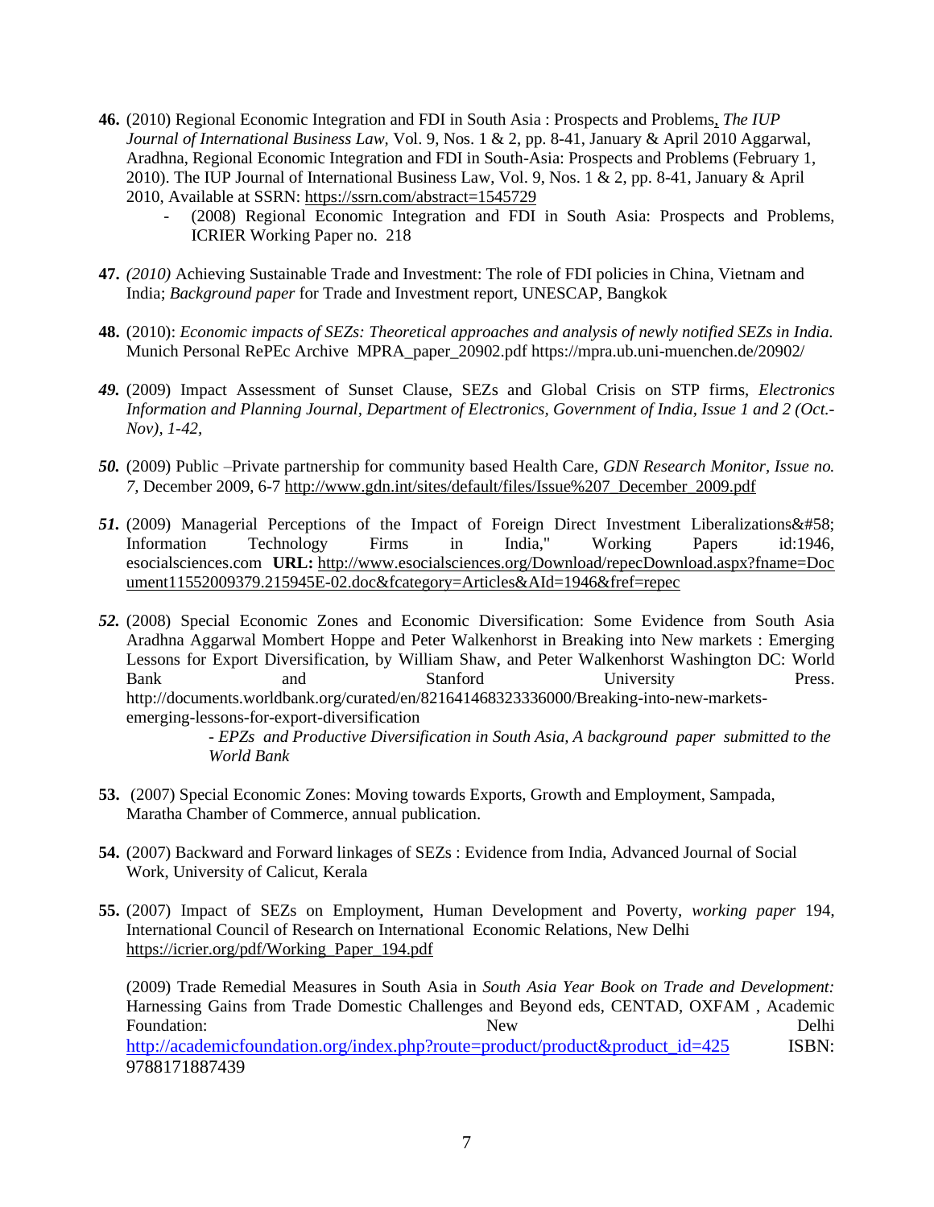**46.** (2010) Regional Economic Integration and FDI in South Asia : Prospects and Problems, *The IUP Journal of International Business Law*, Vol. 9, Nos. 1 & 2, pp. 8-41, January & April 2010 Aggarwal, Aradhna, Regional Economic Integration and FDI in South-Asia: Prospects and Problems (February 1, 2010). The IUP Journal of International Business Law, Vol. 9, Nos. 1 & 2, pp. 8-41, January & April 2010, Available at SSRN: https://ssrn.com/abstract=1545729

- (2008) Regional Economic Integration and FDI in South Asia: Prospects and Problems, ICRIER Working Paper no. 218

**47.** *(2010)* Achieving Sustainable Trade and Investment: The role of FDI policies in China, Vietnam and India; *Background paper* for Trade and Investment report, UNESCAP, Bangkok

**48.** (2010): *Economic impacts of SEZs: Theoretical approaches and analysis of newly notified SEZs in India.* Munich Personal RePEc Archive MPRA_paper_20902.pdf https://mpra.ub.uni-muenchen.de/20902/

***49.*** (2009) Impact Assessment of Sunset Clause, SEZs and Global Crisis on STP firms, *Electronics Information and Planning Journal, Department of Electronics, Government of India, Issue 1 and 2 (Oct.-Nov), 1-42,*

***50.*** (2009) Public –Private partnership for community based Health Care, *GDN Research Monitor, Issue no. 7,* December 2009, 6-7 http://www.gdn.int/sites/default/files/Issue%207_December_2009.pdf

***51.*** (2009) Managerial Perceptions of the Impact of Foreign Direct Investment Liberalizations&#58; Information Technology Firms in India," Working Papers id:1946, esocialsciences.com **URL:** http://www.esocialsciences.org/Download/repecDownload.aspx?fname=Document11552009379.215945E-02.doc&fcategory=Articles&AId=1946&fref=repec

***52.*** (2008) Special Economic Zones and Economic Diversification: Some Evidence from South Asia Aradhna Aggarwal Mombert Hoppe and Peter Walkenhorst in Breaking into New markets : Emerging Lessons for Export Diversification, by William Shaw, and Peter Walkenhorst Washington DC: World Bank and Stanford University Press. http://documents.worldbank.org/curated/en/821641468323336000/Breaking-into-new-markets-emerging-lessons-for-export-diversification

- *EPZs and Productive Diversification in South Asia, A background paper submitted to the World Bank*

**53.** (2007) Special Economic Zones: Moving towards Exports, Growth and Employment, Sampada, Maratha Chamber of Commerce, annual publication.

**54.** (2007) Backward and Forward linkages of SEZs : Evidence from India, Advanced Journal of Social Work, University of Calicut, Kerala

**55.** (2007) Impact of SEZs on Employment, Human Development and Poverty, *working paper* 194, International Council of Research on International Economic Relations, New Delhi https://icrier.org/pdf/Working_Paper_194.pdf

(2009) Trade Remedial Measures in South Asia in *South Asia Year Book on Trade and Development:* Harnessing Gains from Trade Domestic Challenges and Beyond eds, CENTAD, OXFAM , Academic Foundation: New Delhi http://academicfoundation.org/index.php?route=product/product&product_id=425 ISBN: 9788171887439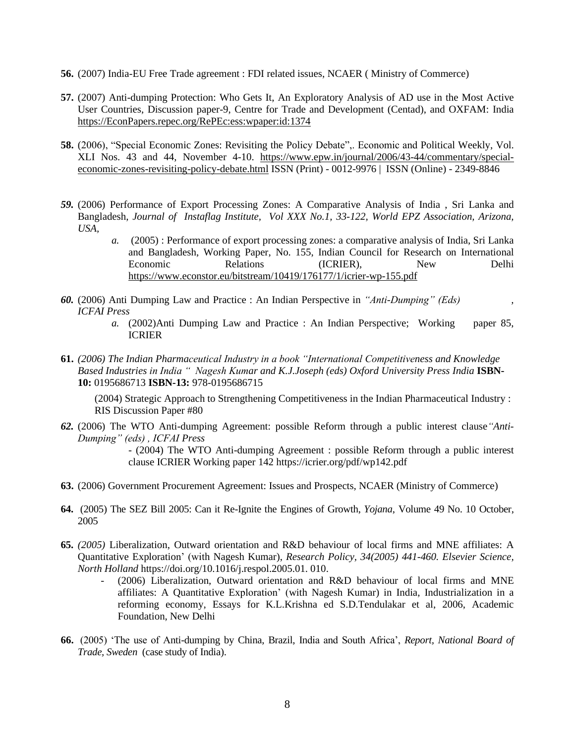**56.** (2007) India-EU Free Trade agreement : FDI related issues, NCAER ( Ministry of Commerce)

**57.** (2007) Anti-dumping Protection: Who Gets It, An Exploratory Analysis of AD use in the Most Active User Countries, Discussion paper-9, Centre for Trade and Development (Centad), and OXFAM: India https://EconPapers.repec.org/RePEc:ess:wpaper:id:1374

**58.** (2006), "Special Economic Zones: Revisiting the Policy Debate",. Economic and Political Weekly, Vol. XLI Nos. 43 and 44, November 4-10. https://www.epw.in/journal/2006/43-44/commentary/special-economic-zones-revisiting-policy-debate.html ISSN (Print) - 0012-9976 | ISSN (Online) - 2349-8846

***59.*** (2006) Performance of Export Processing Zones: A Comparative Analysis of India , Sri Lanka and Bangladesh, *Journal of Instaflag Institute, Vol XXX No.1, 33-122, World EPZ Association, Arizona, USA,*

> *a.* (2005) : Performance of export processing zones: a comparative analysis of India, Sri Lanka and Bangladesh, Working Paper, No. 155, Indian Council for Research on International Economic Relations (ICRIER), New Delhi https://www.econstor.eu/bitstream/10419/176177/1/icrier-wp-155.pdf

***60.*** (2006) Anti Dumping Law and Practice : An Indian Perspective in *"Anti-Dumping" (Eds) , ICFAI Press*

> *a.* (2002)Anti Dumping Law and Practice : An Indian Perspective; Working paper 85, ICRIER

**61.** *(2006) The Indian Pharmaceutical Industry in a book "International Competitiveness and Knowledge Based Industries in India " Nagesh Kumar and K.J.Joseph (eds) Oxford University Press India* **ISBN-10:** 0195686713 **ISBN-13:** 978-0195686715

> (2004) Strategic Approach to Strengthening Competitiveness in the Indian Pharmaceutical Industry : RIS Discussion Paper #80

***62.*** (2006) The WTO Anti-dumping Agreement: possible Reform through a public interest clause*"Anti-Dumping" (eds) , ICFAI Press*

> - (2004) The WTO Anti-dumping Agreement : possible Reform through a public interest clause ICRIER Working paper 142 https://icrier.org/pdf/wp142.pdf

**63.** (2006) Government Procurement Agreement: Issues and Prospects, NCAER (Ministry of Commerce)

**64.** (2005) The SEZ Bill 2005: Can it Re-Ignite the Engines of Growth, *Yojana*, Volume 49 No. 10 October, 2005

**65.** *(2005)* Liberalization, Outward orientation and R&D behaviour of local firms and MNE affiliates: A Quantitative Exploration' (with Nagesh Kumar), *Research Policy, 34(2005) 441-460. Elsevier Science, North Holland* https://doi.org/10.1016/j.respol.2005.01. 010.

> - (2006) Liberalization, Outward orientation and R&D behaviour of local firms and MNE affiliates: A Quantitative Exploration' (with Nagesh Kumar) in India, Industrialization in a reforming economy, Essays for K.L.Krishna ed S.D.Tendulakar et al, 2006, Academic Foundation, New Delhi

**66.** (2005) 'The use of Anti-dumping by China, Brazil, India and South Africa', *Report, National Board of Trade, Sweden* (case study of India).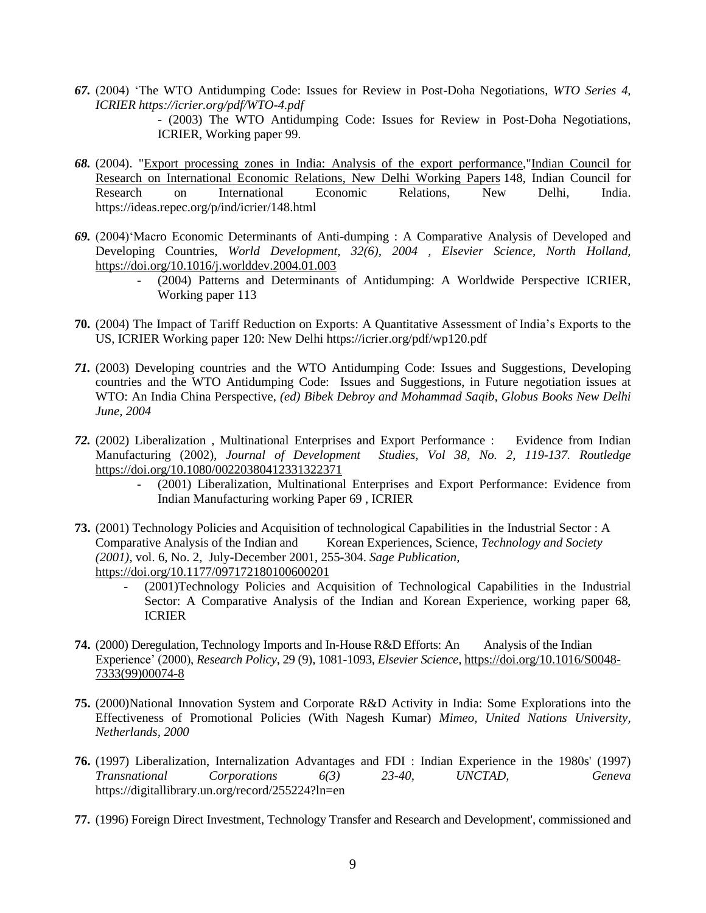*67.* (2004) 'The WTO Antidumping Code: Issues for Review in Post-Doha Negotiations, *WTO Series 4, ICRIER https://icrier.org/pdf/WTO-4.pdf*

- (2003) The WTO Antidumping Code: Issues for Review in Post-Doha Negotiations, ICRIER, Working paper 99.

*68.* (2004). "Export processing zones in India: Analysis of the export performance,"Indian Council for Research on International Economic Relations, New Delhi Working Papers 148, Indian Council for Research on International Economic Relations, New Delhi, India. https://ideas.repec.org/p/ind/icrier/148.html

*69.* (2004)'Macro Economic Determinants of Anti-dumping : A Comparative Analysis of Developed and Developing Countries, *World Development, 32(6), 2004 , Elsevier Science, North Holland,* https://doi.org/10.1016/j.worlddev.2004.01.003

- (2004) Patterns and Determinants of Antidumping: A Worldwide Perspective ICRIER, Working paper 113

**70.** (2004) The Impact of Tariff Reduction on Exports: A Quantitative Assessment of India's Exports to the US, ICRIER Working paper 120: New Delhi https://icrier.org/pdf/wp120.pdf

*71.* (2003) Developing countries and the WTO Antidumping Code: Issues and Suggestions, Developing countries and the WTO Antidumping Code: Issues and Suggestions, in Future negotiation issues at WTO: An India China Perspective, *(ed) Bibek Debroy and Mohammad Saqib, Globus Books New Delhi June, 2004*

*72.* (2002) Liberalization , Multinational Enterprises and Export Performance : Evidence from Indian Manufacturing (2002), *Journal of Development Studies, Vol 38, No. 2, 119-137. Routledge* https://doi.org/10.1080/00220380412331322371

- (2001) Liberalization, Multinational Enterprises and Export Performance: Evidence from Indian Manufacturing working Paper 69 , ICRIER

**73.** (2001) Technology Policies and Acquisition of technological Capabilities in the Industrial Sector : A Comparative Analysis of the Indian and Korean Experiences, Science, *Technology and Society (2001)*, vol. 6, No. 2, July-December 2001, 255-304. *Sage Publication,* https://doi.org/10.1177/097172180100600201

- (2001)Technology Policies and Acquisition of Technological Capabilities in the Industrial Sector: A Comparative Analysis of the Indian and Korean Experience, working paper 68, ICRIER

**74.** (2000) Deregulation, Technology Imports and In-House R&D Efforts: An Analysis of the Indian Experience' (2000), *Research Policy*, 29 (9), 1081-1093, *Elsevier Science,* https://doi.org/10.1016/S0048-7333(99)00074-8

**75.** (2000)National Innovation System and Corporate R&D Activity in India: Some Explorations into the Effectiveness of Promotional Policies (With Nagesh Kumar) *Mimeo, United Nations University, Netherlands, 2000*

**76.** (1997) Liberalization, Internalization Advantages and FDI : Indian Experience in the 1980s' (1997) *Transnational Corporations 6(3) 23-40, UNCTAD, Geneva* https://digitallibrary.un.org/record/255224?ln=en

**77.** (1996) Foreign Direct Investment, Technology Transfer and Research and Development', commissioned and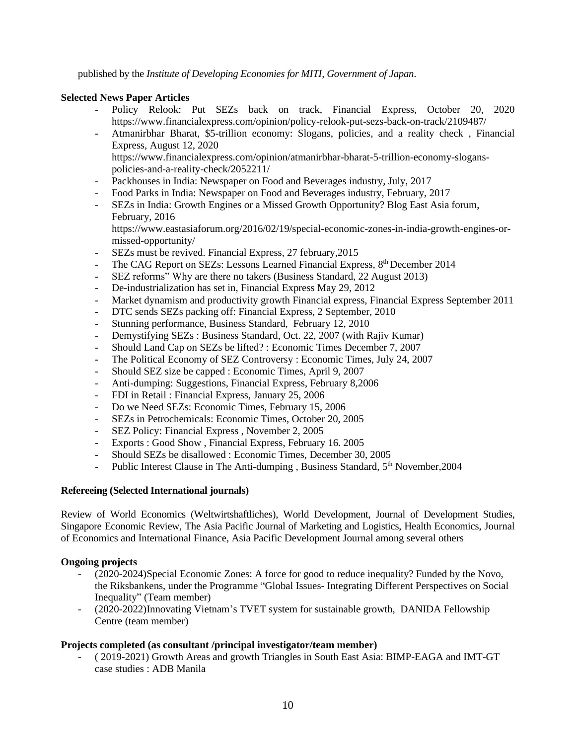published by the *Institute of Developing Economies for MITI, Government of Japan*.

**Selected News Paper Articles**

- Policy Relook: Put SEZs back on track, Financial Express, October 20, 2020 https://www.financialexpress.com/opinion/policy-relook-put-sezs-back-on-track/2109487/
- Atmanirbhar Bharat, $5-trillion economy: Slogans, policies, and a reality check , Financial Express, August 12, 2020 https://www.financialexpress.com/opinion/atmanirbhar-bharat-5-trillion-economy-slogans-policies-and-a-reality-check/2052211/
- Packhouses in India: Newspaper on Food and Beverages industry, July, 2017
- Food Parks in India: Newspaper on Food and Beverages industry, February, 2017
- SEZs in India: Growth Engines or a Missed Growth Opportunity? Blog East Asia forum, February, 2016 https://www.eastasiaforum.org/2016/02/19/special-economic-zones-in-india-growth-engines-or-missed-opportunity/
- SEZs must be revived. Financial Express, 27 february,2015
- The CAG Report on SEZs: Lessons Learned Financial Express, 8th December 2014
- SEZ reforms" Why are there no takers (Business Standard, 22 August 2013)
- De-industrialization has set in, Financial Express May 29, 2012
- Market dynamism and productivity growth Financial express, Financial Express September 2011
- DTC sends SEZs packing off: Financial Express, 2 September, 2010
- Stunning performance, Business Standard, February 12, 2010
- Demystifying SEZs : Business Standard, Oct. 22, 2007 (with Rajiv Kumar)
- Should Land Cap on SEZs be lifted? : Economic Times December 7, 2007
- The Political Economy of SEZ Controversy : Economic Times, July 24, 2007
- Should SEZ size be capped : Economic Times, April 9, 2007
- Anti-dumping: Suggestions, Financial Express, February 8,2006
- FDI in Retail : Financial Express, January 25, 2006
- Do we Need SEZs: Economic Times, February 15, 2006
- SEZs in Petrochemicals: Economic Times, October 20, 2005
- SEZ Policy: Financial Express , November 2, 2005
- Exports : Good Show , Financial Express, February 16. 2005
- Should SEZs be disallowed : Economic Times, December 30, 2005
- Public Interest Clause in The Anti-dumping , Business Standard, 5th November,2004

**Refereeing (Selected International journals)**

Review of World Economics (Weltwirtshaftliches), World Development, Journal of Development Studies, Singapore Economic Review, The Asia Pacific Journal of Marketing and Logistics, Health Economics, Journal of Economics and International Finance, Asia Pacific Development Journal among several others

**Ongoing projects**

- (2020-2024)Special Economic Zones: A force for good to reduce inequality? Funded by the Novo, the Riksbankens, under the Programme "Global Issues- Integrating Different Perspectives on Social Inequality" (Team member)
- (2020-2022)Innovating Vietnam's TVET system for sustainable growth, DANIDA Fellowship Centre (team member)

**Projects completed (as consultant /principal investigator/team member)**

- ( 2019-2021) Growth Areas and growth Triangles in South East Asia: BIMP-EAGA and IMT-GT case studies : ADB Manila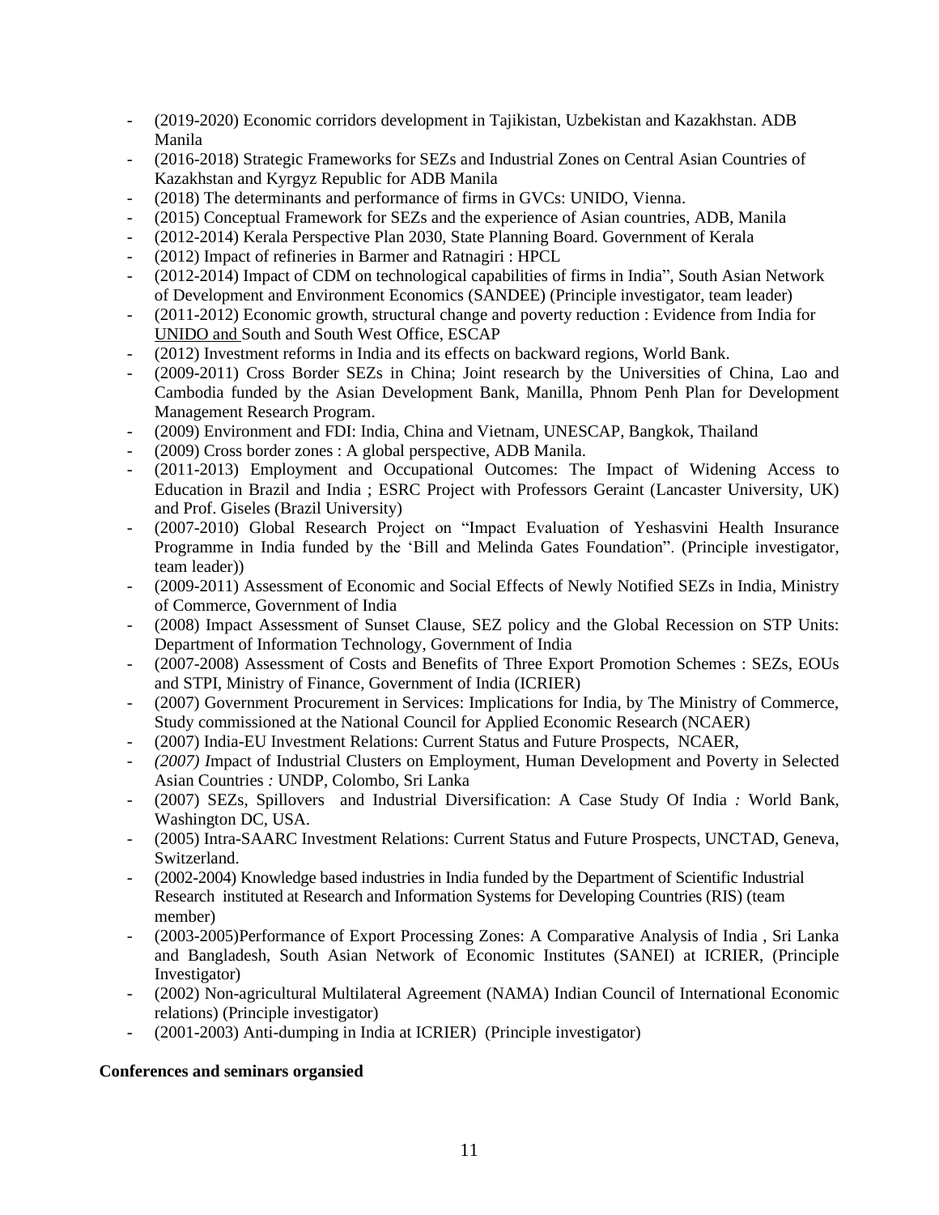- (2019-2020) Economic corridors development in Tajikistan, Uzbekistan and Kazakhstan. ADB Manila
- (2016-2018) Strategic Frameworks for SEZs and Industrial Zones on Central Asian Countries of Kazakhstan and Kyrgyz Republic for ADB Manila
- (2018) The determinants and performance of firms in GVCs: UNIDO, Vienna.
- (2015) Conceptual Framework for SEZs and the experience of Asian countries, ADB, Manila
- (2012-2014) Kerala Perspective Plan 2030, State Planning Board. Government of Kerala
- (2012) Impact of refineries in Barmer and Ratnagiri : HPCL
- (2012-2014) Impact of CDM on technological capabilities of firms in India", South Asian Network of Development and Environment Economics (SANDEE) (Principle investigator, team leader)
- (2011-2012) Economic growth, structural change and poverty reduction : Evidence from India for UNIDO and South and South West Office, ESCAP
- (2012) Investment reforms in India and its effects on backward regions, World Bank.
- (2009-2011) Cross Border SEZs in China; Joint research by the Universities of China, Lao and Cambodia funded by the Asian Development Bank, Manilla, Phnom Penh Plan for Development Management Research Program.
- (2009) Environment and FDI: India, China and Vietnam, UNESCAP, Bangkok, Thailand
- (2009) Cross border zones : A global perspective, ADB Manila.
- (2011-2013) Employment and Occupational Outcomes: The Impact of Widening Access to Education in Brazil and India ; ESRC Project with Professors Geraint (Lancaster University, UK) and Prof. Giseles (Brazil University)
- (2007-2010) Global Research Project on "Impact Evaluation of Yeshasvini Health Insurance Programme in India funded by the 'Bill and Melinda Gates Foundation". (Principle investigator, team leader))
- (2009-2011) Assessment of Economic and Social Effects of Newly Notified SEZs in India, Ministry of Commerce, Government of India
- (2008) Impact Assessment of Sunset Clause, SEZ policy and the Global Recession on STP Units: Department of Information Technology, Government of India
- (2007-2008) Assessment of Costs and Benefits of Three Export Promotion Schemes : SEZs, EOUs and STPI, Ministry of Finance, Government of India (ICRIER)
- (2007) Government Procurement in Services: Implications for India, by The Ministry of Commerce, Study commissioned at the National Council for Applied Economic Research (NCAER)
- (2007) India-EU Investment Relations: Current Status and Future Prospects, NCAER,
- *(2007) I*mpact of Industrial Clusters on Employment, Human Development and Poverty in Selected Asian Countries *:* UNDP, Colombo, Sri Lanka
- (2007) SEZs, Spillovers and Industrial Diversification: A Case Study Of India *:* World Bank, Washington DC, USA.
- (2005) Intra-SAARC Investment Relations: Current Status and Future Prospects, UNCTAD, Geneva, Switzerland.
- (2002-2004) Knowledge based industries in India funded by the Department of Scientific Industrial Research instituted at Research and Information Systems for Developing Countries (RIS) (team member)
- (2003-2005)Performance of Export Processing Zones: A Comparative Analysis of India , Sri Lanka and Bangladesh, South Asian Network of Economic Institutes (SANEI) at ICRIER, (Principle Investigator)
- (2002) Non-agricultural Multilateral Agreement (NAMA) Indian Council of International Economic relations) (Principle investigator)
- (2001-2003) Anti-dumping in India at ICRIER) (Principle investigator)

**Conferences and seminars organsied**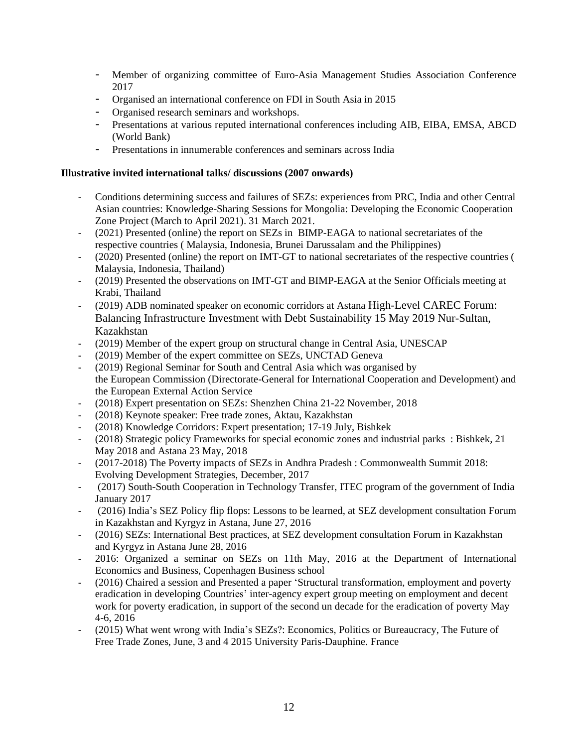- Member of organizing committee of Euro-Asia Management Studies Association Conference 2017
- Organised an international conference on FDI in South Asia in 2015
- Organised research seminars and workshops.
- Presentations at various reputed international conferences including AIB, EIBA, EMSA, ABCD (World Bank)
- Presentations in innumerable conferences and seminars across India

**Illustrative invited international talks/ discussions (2007 onwards)**

- Conditions determining success and failures of SEZs: experiences from PRC, India and other Central Asian countries: Knowledge-Sharing Sessions for Mongolia: Developing the Economic Cooperation Zone Project (March to April 2021). 31 March 2021.
- (2021) Presented (online) the report on SEZs in BIMP-EAGA to national secretariates of the respective countries ( Malaysia, Indonesia, Brunei Darussalam and the Philippines)
- (2020) Presented (online) the report on IMT-GT to national secretariates of the respective countries ( Malaysia, Indonesia, Thailand)
- (2019) Presented the observations on IMT-GT and BIMP-EAGA at the Senior Officials meeting at Krabi, Thailand
- (2019) ADB nominated speaker on economic corridors at Astana High-Level CAREC Forum: Balancing Infrastructure Investment with Debt Sustainability 15 May 2019 Nur-Sultan, Kazakhstan
- (2019) Member of the expert group on structural change in Central Asia, UNESCAP
- (2019) Member of the expert committee on SEZs, UNCTAD Geneva
- (2019) Regional Seminar for South and Central Asia which was organised by the European Commission (Directorate-General for International Cooperation and Development) and the European External Action Service
- (2018) Expert presentation on SEZs: Shenzhen China 21-22 November, 2018
- (2018) Keynote speaker: Free trade zones, Aktau, Kazakhstan
- (2018) Knowledge Corridors: Expert presentation; 17-19 July, Bishkek
- (2018) Strategic policy Frameworks for special economic zones and industrial parks : Bishkek, 21 May 2018 and Astana 23 May, 2018
- (2017-2018) The Poverty impacts of SEZs in Andhra Pradesh : Commonwealth Summit 2018: Evolving Development Strategies, December, 2017
- (2017) South-South Cooperation in Technology Transfer, ITEC program of the government of India January 2017
- (2016) India's SEZ Policy flip flops: Lessons to be learned, at SEZ development consultation Forum in Kazakhstan and Kyrgyz in Astana, June 27, 2016
- (2016) SEZs: International Best practices, at SEZ development consultation Forum in Kazakhstan and Kyrgyz in Astana June 28, 2016
- 2016: Organized a seminar on SEZs on 11th May, 2016 at the Department of International Economics and Business, Copenhagen Business school
- (2016) Chaired a session and Presented a paper 'Structural transformation, employment and poverty eradication in developing Countries' inter-agency expert group meeting on employment and decent work for poverty eradication, in support of the second un decade for the eradication of poverty May 4-6, 2016
- (2015) What went wrong with India's SEZs?: Economics, Politics or Bureaucracy, The Future of Free Trade Zones, June, 3 and 4 2015 University Paris-Dauphine. France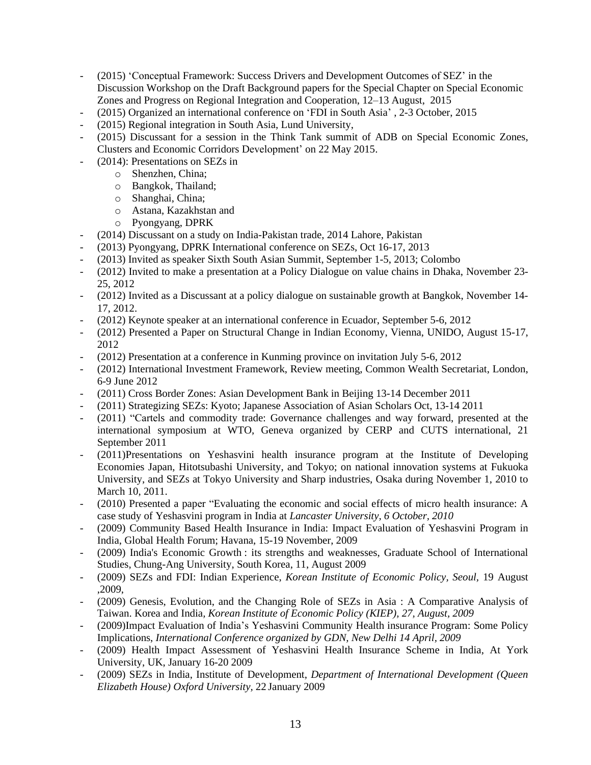- (2015) 'Conceptual Framework: Success Drivers and Development Outcomes of SEZ' in the Discussion Workshop on the Draft Background papers for the Special Chapter on Special Economic Zones and Progress on Regional Integration and Cooperation, 12–13 August, 2015
- (2015) Organized an international conference on 'FDI in South Asia' , 2-3 October, 2015
- (2015) Regional integration in South Asia, Lund University,
- (2015) Discussant for a session in the Think Tank summit of ADB on Special Economic Zones, Clusters and Economic Corridors Development' on 22 May 2015.
- (2014): Presentations on SEZs in
    - Shenzhen, China;
    - Bangkok, Thailand;
    - Shanghai, China;
    - Astana, Kazakhstan and
    - Pyongyang, DPRK
- (2014) Discussant on a study on India-Pakistan trade, 2014 Lahore, Pakistan
- (2013) Pyongyang, DPRK International conference on SEZs, Oct 16-17, 2013
- (2013) Invited as speaker Sixth South Asian Summit, September 1-5, 2013; Colombo
- (2012) Invited to make a presentation at a Policy Dialogue on value chains in Dhaka, November 23-25, 2012
- (2012) Invited as a Discussant at a policy dialogue on sustainable growth at Bangkok, November 14-17, 2012.
- (2012) Keynote speaker at an international conference in Ecuador, September 5-6, 2012
- (2012) Presented a Paper on Structural Change in Indian Economy, Vienna, UNIDO, August 15-17, 2012
- (2012) Presentation at a conference in Kunming province on invitation July 5-6, 2012
- (2012) International Investment Framework, Review meeting, Common Wealth Secretariat, London, 6-9 June 2012
- (2011) Cross Border Zones: Asian Development Bank in Beijing 13-14 December 2011
- (2011) Strategizing SEZs: Kyoto; Japanese Association of Asian Scholars Oct, 13-14 2011
- (2011) "Cartels and commodity trade: Governance challenges and way forward, presented at the international symposium at WTO, Geneva organized by CERP and CUTS international, 21 September 2011
- (2011)Presentations on Yeshasvini health insurance program at the Institute of Developing Economies Japan, Hitotsubashi University, and Tokyo; on national innovation systems at Fukuoka University, and SEZs at Tokyo University and Sharp industries, Osaka during November 1, 2010 to March 10, 2011.
- (2010) Presented a paper "Evaluating the economic and social effects of micro health insurance: A case study of Yeshasvini program in India at *Lancaster University, 6 October, 2010*
- (2009) Community Based Health Insurance in India: Impact Evaluation of Yeshasvini Program in India, Global Health Forum; Havana, 15-19 November, 2009
- (2009) India's Economic Growth : its strengths and weaknesses, Graduate School of International Studies, Chung-Ang University, South Korea, 11, August 2009
- (2009) SEZs and FDI: Indian Experience, *Korean Institute of Economic Policy, Seoul*, 19 August ,2009,
- (2009) Genesis, Evolution, and the Changing Role of SEZs in Asia : A Comparative Analysis of Taiwan. Korea and India, *Korean Institute of Economic Policy (KIEP), 27, August, 2009*
- (2009)Impact Evaluation of India's Yeshasvini Community Health insurance Program: Some Policy Implications, *International Conference organized by GDN, New Delhi 14 April, 2009*
- (2009) Health Impact Assessment of Yeshasvini Health Insurance Scheme in India, At York University, UK, January 16-20 2009
- (2009) SEZs in India, Institute of Development, *Department of International Development (Queen Elizabeth House) Oxford University*, 22 January 2009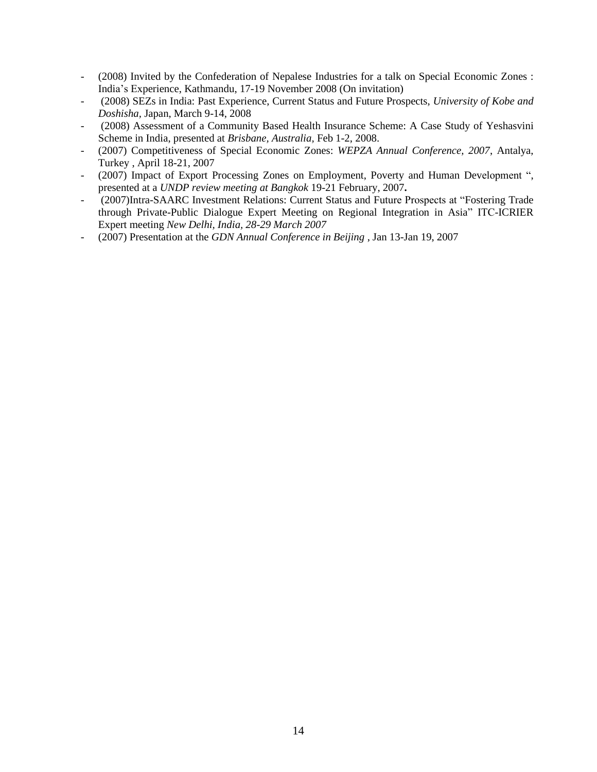- (2008) Invited by the Confederation of Nepalese Industries for a talk on Special Economic Zones : India's Experience, Kathmandu, 17-19 November 2008 (On invitation)
- (2008) SEZs in India: Past Experience, Current Status and Future Prospects, *University of Kobe and Doshisha,* Japan, March 9-14, 2008
- (2008) Assessment of a Community Based Health Insurance Scheme: A Case Study of Yeshasvini Scheme in India, presented at *Brisbane, Australia,* Feb 1-2, 2008.
- (2007) Competitiveness of Special Economic Zones: *WEPZA Annual Conference, 2007*, Antalya, Turkey , April 18-21, 2007
- (2007) Impact of Export Processing Zones on Employment, Poverty and Human Development ", presented at a *UNDP review meeting at Bangkok* 19-21 February, 2007**.**
- (2007)Intra-SAARC Investment Relations: Current Status and Future Prospects at "Fostering Trade through Private-Public Dialogue Expert Meeting on Regional Integration in Asia" ITC-ICRIER Expert meeting *New Delhi, India, 28-29 March 2007*
- (2007) Presentation at the *GDN Annual Conference in Beijing* , Jan 13-Jan 19, 2007